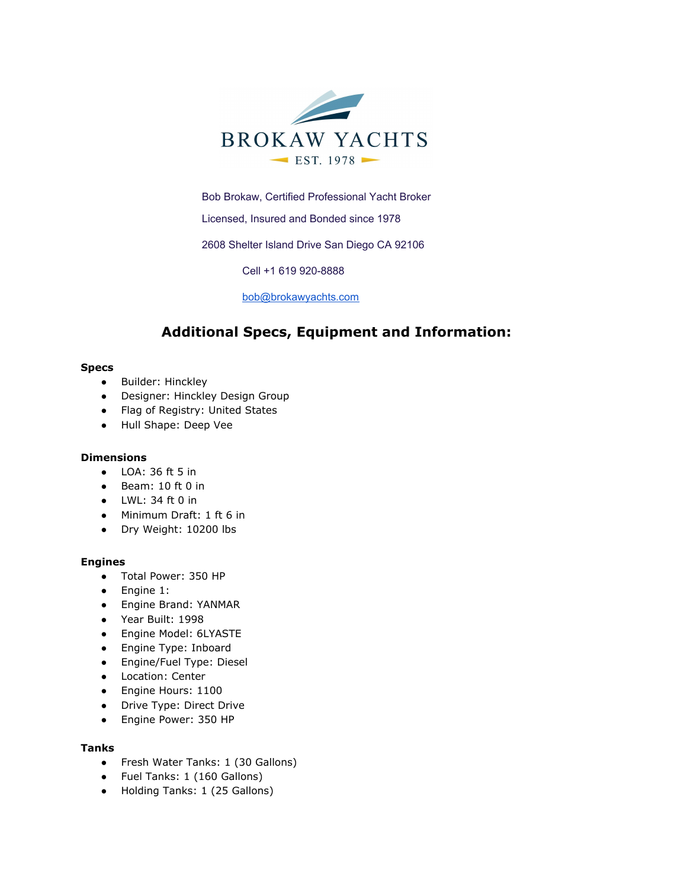BROKAW YACHTS

EST. 1978

Bob Brokaw, Certified Professional Yacht Broker

Licensed, Insured and Bonded since 1978

2608 Shelter Island Drive San Diego CA 92106

Cell +1 619 920-8888

bob@brokawyachts.com

## Additional Specs, Equipment and Information:

**Specs**

- Builder: Hinckley
- Designer: Hinckley Design Group
- Flag of Registry: United States
- Hull Shape: Deep Vee

**Dimensions**

- LOA: 36 ft 5 in
- Beam: 10 ft 0 in
- LWL: 34 ft 0 in
- Minimum Draft: 1 ft 6 in
- Dry Weight: 10200 lbs

**Engines**

- Total Power: 350 HP
- Engine 1:
- Engine Brand: YANMAR
- Year Built: 1998
- Engine Model: 6LYASTE
- Engine Type: Inboard
- Engine/Fuel Type: Diesel
- Location: Center
- Engine Hours: 1100
- Drive Type: Direct Drive
- Engine Power: 350 HP

**Tanks**

- Fresh Water Tanks: 1 (30 Gallons)
- Fuel Tanks: 1 (160 Gallons)
- Holding Tanks: 1 (25 Gallons)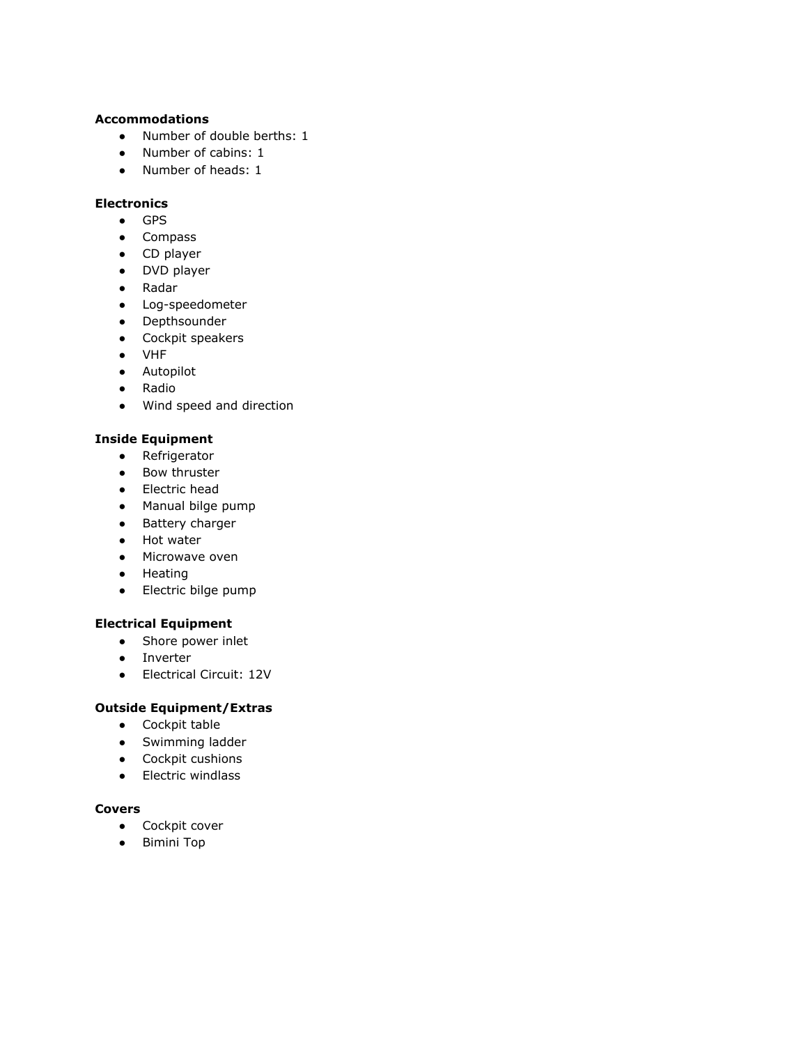**Accommodations**

- Number of double berths: 1
- Number of cabins: 1
- Number of heads: 1

**Electronics**

- GPS
- Compass
- CD player
- DVD player
- Radar
- Log-speedometer
- Depthsounder
- Cockpit speakers
- VHF
- Autopilot
- Radio
- Wind speed and direction

**Inside Equipment**

- Refrigerator
- Bow thruster
- Electric head
- Manual bilge pump
- Battery charger
- Hot water
- Microwave oven
- Heating
- Electric bilge pump

**Electrical Equipment**

- Shore power inlet
- Inverter
- Electrical Circuit: 12V

**Outside Equipment/Extras**

- Cockpit table
- Swimming ladder
- Cockpit cushions
- Electric windlass

**Covers**

- Cockpit cover
- Bimini Top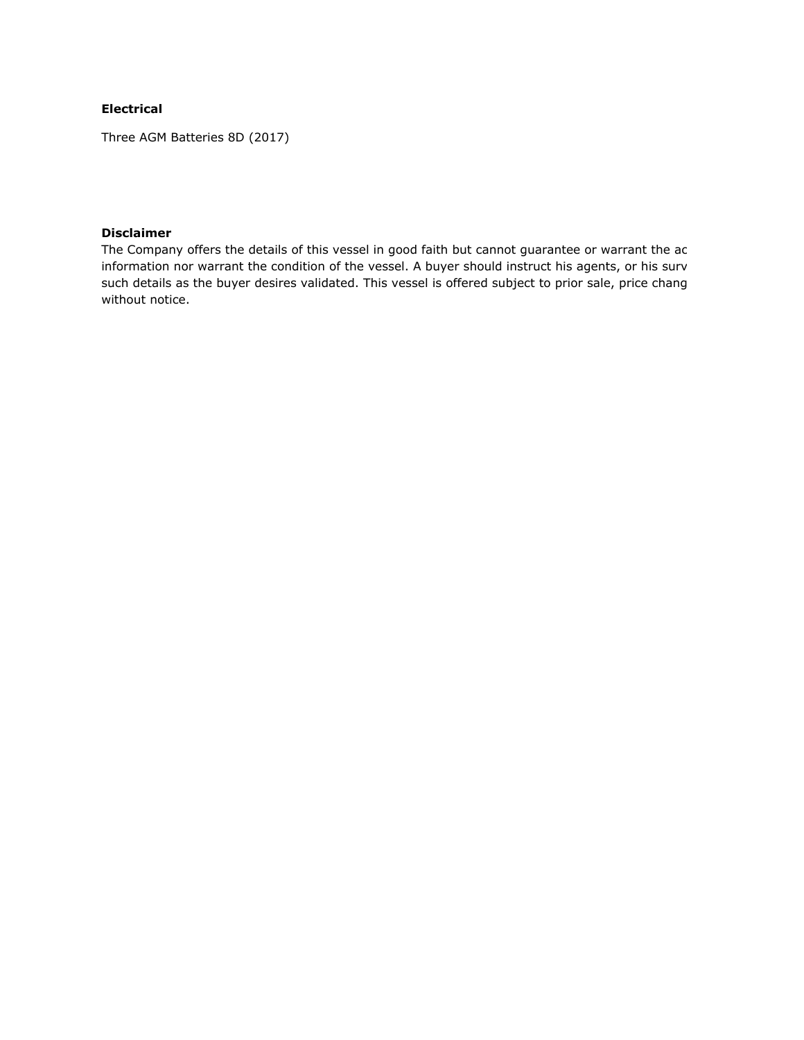**Electrical**

Three AGM Batteries 8D (2017)

**Disclaimer**

The Company offers the details of this vessel in good faith but cannot guarantee or warrant the ac information nor warrant the condition of the vessel. A buyer should instruct his agents, or his surv such details as the buyer desires validated. This vessel is offered subject to prior sale, price chang without notice.